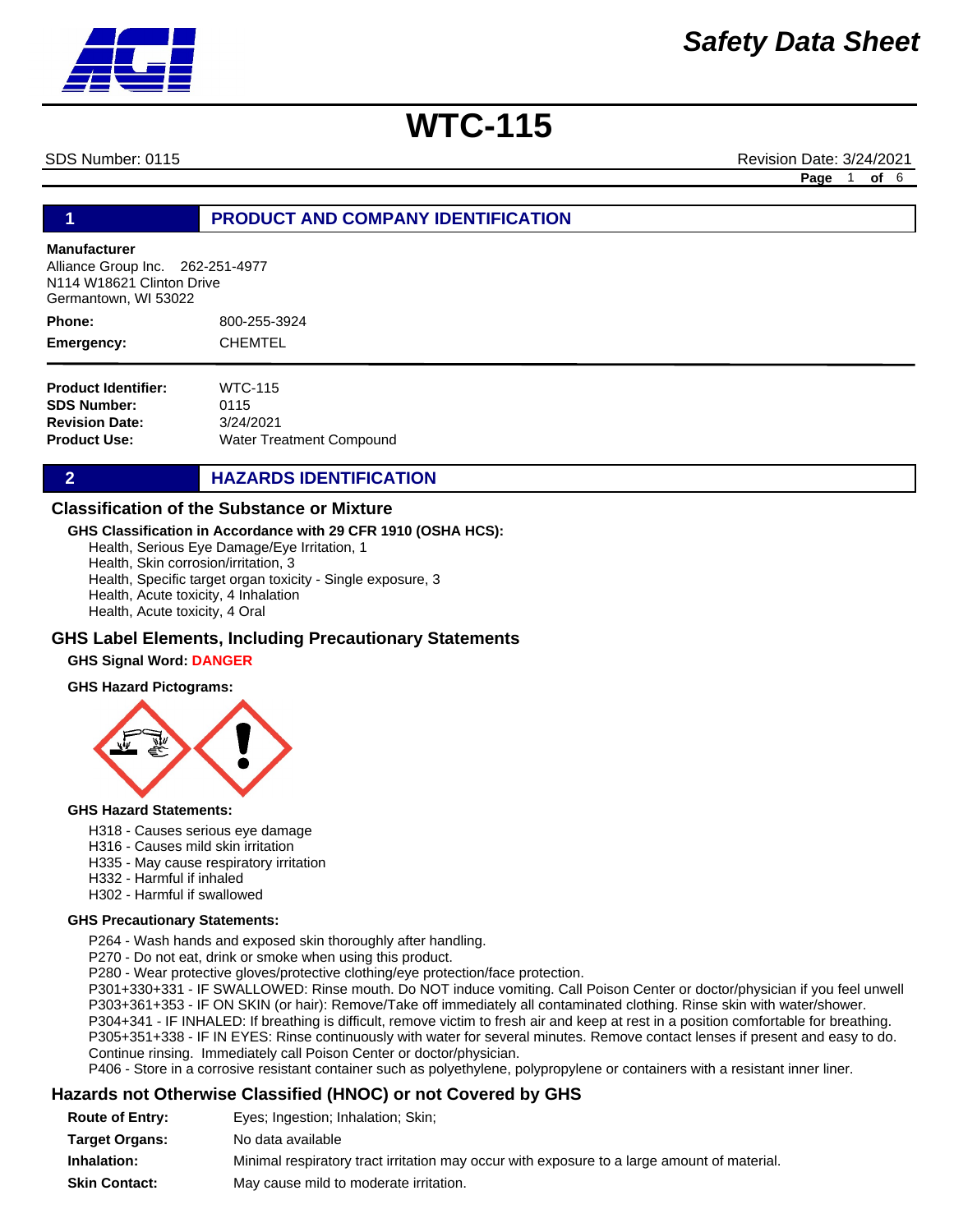# Safety Data Sheet

# WTC-115

SDS Number: 0115 Revision Date: 3/24/2021

## 1 PRODUCT AND COMPANY IDENTIFICATION

**Manufacturer**
Alliance Group Inc. 262-251-4977
N114 W18621 Clinton Drive
Germantown, WI 53022

**Phone:** 800-255-3924
**Emergency:** CHEMTEL

**Product Identifier:** WTC-115
**SDS Number:** 0115
**Revision Date:** 3/24/2021
**Product Use:** Water Treatment Compound

## 2 HAZARDS IDENTIFICATION

### Classification of the Substance or Mixture

**GHS Classification in Accordance with 29 CFR 1910 (OSHA HCS):**

Health, Serious Eye Damage/Eye Irritation, 1
Health, Skin corrosion/irritation, 3
Health, Specific target organ toxicity - Single exposure, 3
Health, Acute toxicity, 4 Inhalation
Health, Acute toxicity, 4 Oral

### GHS Label Elements, Including Precautionary Statements

**GHS Signal Word: DANGER**

**GHS Hazard Pictograms:**

**GHS Hazard Statements:**

H318 - Causes serious eye damage
H316 - Causes mild skin irritation
H335 - May cause respiratory irritation
H332 - Harmful if inhaled
H302 - Harmful if swallowed

**GHS Precautionary Statements:**

P264 - Wash hands and exposed skin thoroughly after handling.
P270 - Do not eat, drink or smoke when using this product.
P280 - Wear protective gloves/protective clothing/eye protection/face protection.
P301+330+331 - IF SWALLOWED: Rinse mouth. Do NOT induce vomiting. Call Poison Center or doctor/physician if you feel unwell
P303+361+353 - IF ON SKIN (or hair): Remove/Take off immediately all contaminated clothing. Rinse skin with water/shower.
P304+341 - IF INHALED: If breathing is difficult, remove victim to fresh air and keep at rest in a position comfortable for breathing.
P305+351+338 - IF IN EYES: Rinse continuously with water for several minutes. Remove contact lenses if present and easy to do. Continue rinsing. Immediately call Poison Center or doctor/physician.
P406 - Store in a corrosive resistant container such as polyethylene, polypropylene or containers with a resistant inner liner.

### Hazards not Otherwise Classified (HNOC) or not Covered by GHS

**Route of Entry:** Eyes; Ingestion; Inhalation; Skin;
**Target Organs:** No data available
**Inhalation:** Minimal respiratory tract irritation may occur with exposure to a large amount of material.
**Skin Contact:** May cause mild to moderate irritation.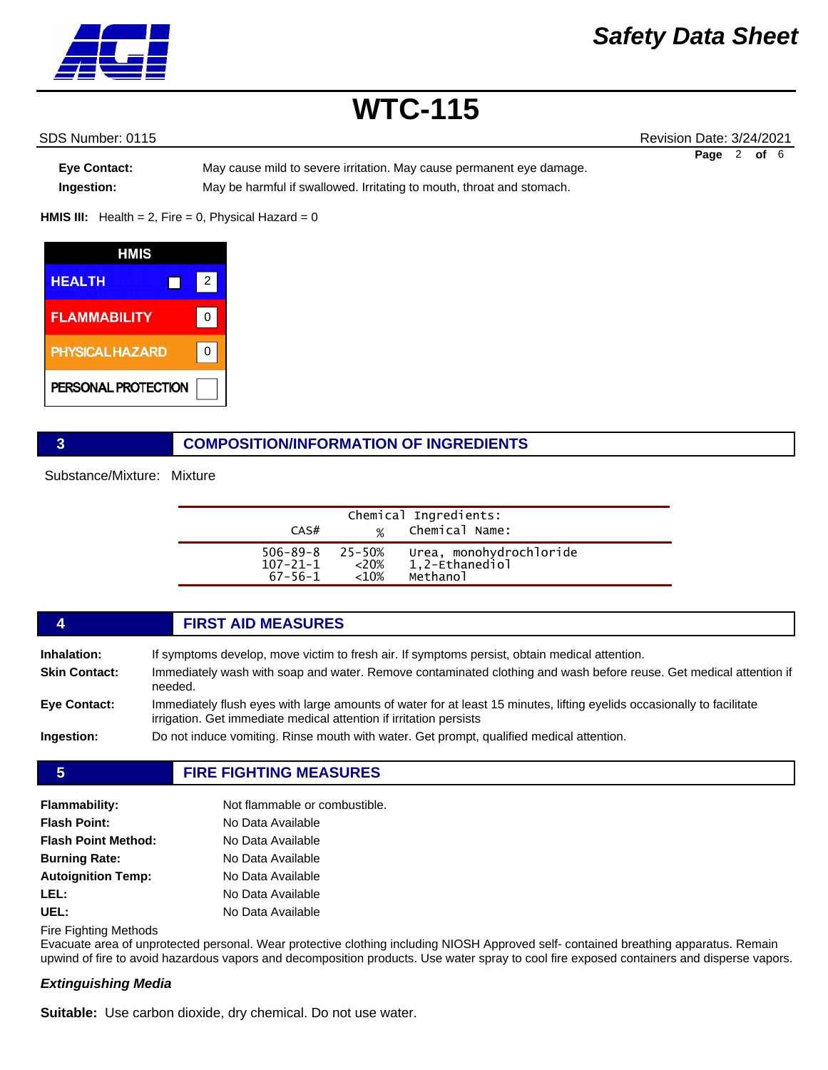**Eye Contact:** May cause mild to severe irritation. May cause permanent eye damage.

**Ingestion:** May be harmful if swallowed. Irritating to mouth, throat and stomach.

**HMIS III:** Health = 2, Fire = 0, Physical Hazard = 0

| HMIS | |
|---|---|
| HEALTH | 2 |
| FLAMMABILITY | 0 |
| PHYSICAL HAZARD | 0 |
| PERSONAL PROTECTION | |

## 3 COMPOSITION/INFORMATION OF INGREDIENTS

Substance/Mixture: Mixture

Chemical Ingredients:

| CAS# | % | Chemical Name: |
|---|---|---|
| 506-89-8 | 25-50% | Urea, monohydrochloride |
| 107-21-1 | <20% | 1,2-Ethanediol |
| 67-56-1 | <10% | Methanol |

## 4 FIRST AID MEASURES

**Inhalation:** If symptoms develop, move victim to fresh air. If symptoms persist, obtain medical attention.

**Skin Contact:** Immediately wash with soap and water. Remove contaminated clothing and wash before reuse. Get medical attention if needed.

**Eye Contact:** Immediately flush eyes with large amounts of water for at least 15 minutes, lifting eyelids occasionally to facilitate irrigation. Get immediate medical attention if irritation persists

**Ingestion:** Do not induce vomiting. Rinse mouth with water. Get prompt, qualified medical attention.

## 5 FIRE FIGHTING MEASURES

**Flammability:** Not flammable or combustible.

**Flash Point:** No Data Available

**Flash Point Method:** No Data Available

**Burning Rate:** No Data Available

**Autoignition Temp:** No Data Available

**LEL:** No Data Available

**UEL:** No Data Available

Fire Fighting Methods

Evacuate area of unprotected personal. Wear protective clothing including NIOSH Approved self- contained breathing apparatus. Remain upwind of fire to avoid hazardous vapors and decomposition products. Use water spray to cool fire exposed containers and disperse vapors.

***Extinguishing Media***

**Suitable:** Use carbon dioxide, dry chemical. Do not use water.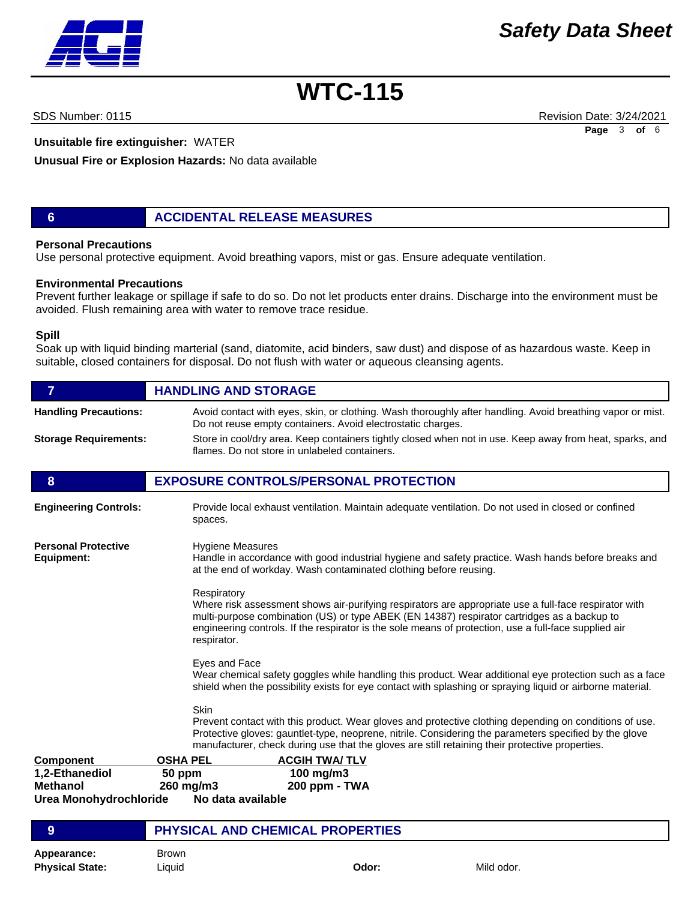**Unsuitable fire extinguisher:** WATER

**Unusual Fire or Explosion Hazards:** No data available

## 6 ACCIDENTAL RELEASE MEASURES

**Personal Precautions**
Use personal protective equipment. Avoid breathing vapors, mist or gas. Ensure adequate ventilation.

**Environmental Precautions**
Prevent further leakage or spillage if safe to do so. Do not let products enter drains. Discharge into the environment must be avoided. Flush remaining area with water to remove trace residue.

**Spill**
Soak up with liquid binding marterial (sand, diatomite, acid binders, saw dust) and dispose of as hazardous waste. Keep in suitable, closed containers for disposal. Do not flush with water or aqueous cleansing agents.

## 7 HANDLING AND STORAGE

**Handling Precautions:** Avoid contact with eyes, skin, or clothing. Wash thoroughly after handling. Avoid breathing vapor or mist. Do not reuse empty containers. Avoid electrostatic charges.

**Storage Requirements:** Store in cool/dry area. Keep containers tightly closed when not in use. Keep away from heat, sparks, and flames. Do not store in unlabeled containers.

## 8 EXPOSURE CONTROLS/PERSONAL PROTECTION

**Engineering Controls:** Provide local exhaust ventilation. Maintain adequate ventilation. Do not used in closed or confined spaces.

**Personal Protective Equipment:**

Hygiene Measures
Handle in accordance with good industrial hygiene and safety practice. Wash hands before breaks and at the end of workday. Wash contaminated clothing before reusing.

Respiratory
Where risk assessment shows air-purifying respirators are appropriate use a full-face respirator with multi-purpose combination (US) or type ABEK (EN 14387) respirator cartridges as a backup to engineering controls. If the respirator is the sole means of protection, use a full-face supplied air respirator.

Eyes and Face
Wear chemical safety goggles while handling this product. Wear additional eye protection such as a face shield when the possibility exists for eye contact with splashing or spraying liquid or airborne material.

Skin
Prevent contact with this product. Wear gloves and protective clothing depending on conditions of use. Protective gloves: gauntlet-type, neoprene, nitrile. Considering the parameters specified by the glove manufacturer, check during use that the gloves are still retaining their protective properties.

| Component | OSHA PEL | ACGIH TWA/ TLV |
|---|---|---|
| 1,2-Ethanediol | 50 ppm | 100 mg/m3 |
| Methanol | 260 mg/m3 | 200 ppm - TWA |
| Urea Monohydrochloride | No data available | |

## 9 PHYSICAL AND CHEMICAL PROPERTIES

**Appearance:** Brown

**Physical State:** Liquid

**Odor:** Mild odor.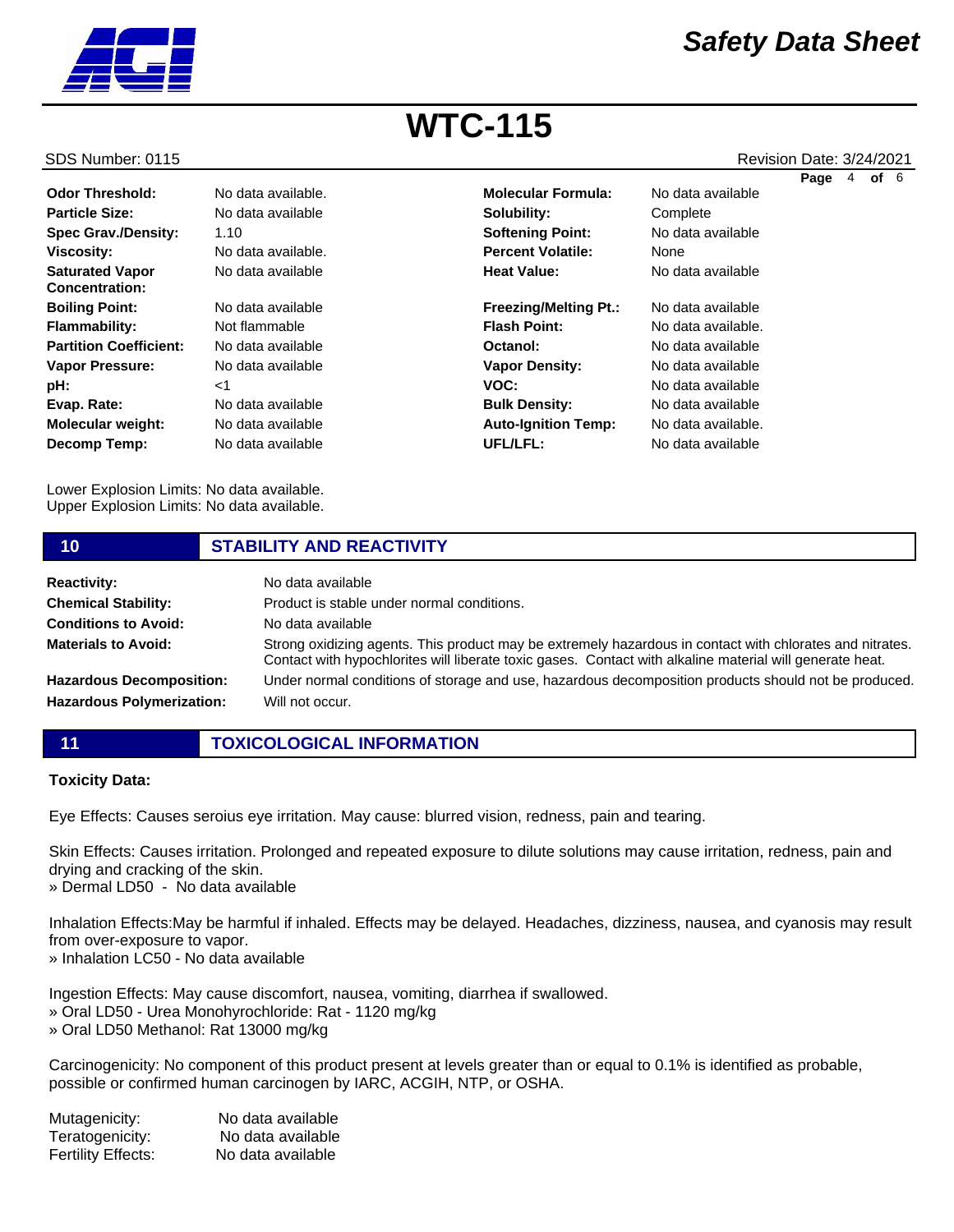| | | | |
|---|---|---|---|
| **Odor Threshold:** | No data available. | **Molecular Formula:** | No data available |
| **Particle Size:** | No data available | **Solubility:** | Complete |
| **Spec Grav./Density:** | 1.10 | **Softening Point:** | No data available |
| **Viscosity:** | No data available. | **Percent Volatile:** | None |
| **Saturated Vapor Concentration:** | No data available | **Heat Value:** | No data available |
| **Boiling Point:** | No data available | **Freezing/Melting Pt.:** | No data available |
| **Flammability:** | Not flammable | **Flash Point:** | No data available. |
| **Partition Coefficient:** | No data available | **Octanol:** | No data available |
| **Vapor Pressure:** | No data available | **Vapor Density:** | No data available |
| **pH:** | <1 | **VOC:** | No data available |
| **Evap. Rate:** | No data available | **Bulk Density:** | No data available |
| **Molecular weight:** | No data available | **Auto-Ignition Temp:** | No data available. |
| **Decomp Temp:** | No data available | **UFL/LFL:** | No data available |

Lower Explosion Limits: No data available.
Upper Explosion Limits: No data available.

## 10 STABILITY AND REACTIVITY

**Reactivity:** No data available

**Chemical Stability:** Product is stable under normal conditions.

**Conditions to Avoid:** No data available

**Materials to Avoid:** Strong oxidizing agents. This product may be extremely hazardous in contact with chlorates and nitrates. Contact with hypochlorites will liberate toxic gases. Contact with alkaline material will generate heat.

**Hazardous Decomposition:** Under normal conditions of storage and use, hazardous decomposition products should not be produced.

**Hazardous Polymerization:** Will not occur.

## 11 TOXICOLOGICAL INFORMATION

**Toxicity Data:**

Eye Effects: Causes seroius eye irritation. May cause: blurred vision, redness, pain and tearing.

Skin Effects: Causes irritation. Prolonged and repeated exposure to dilute solutions may cause irritation, redness, pain and drying and cracking of the skin.
» Dermal LD50 - No data available

Inhalation Effects:May be harmful if inhaled. Effects may be delayed. Headaches, dizziness, nausea, and cyanosis may result from over-exposure to vapor.
» Inhalation LC50 - No data available

Ingestion Effects: May cause discomfort, nausea, vomiting, diarrhea if swallowed.
» Oral LD50 - Urea Monohyrochloride: Rat - 1120 mg/kg
» Oral LD50 Methanol: Rat 13000 mg/kg

Carcinogenicity: No component of this product present at levels greater than or equal to 0.1% is identified as probable, possible or confirmed human carcinogen by IARC, ACGIH, NTP, or OSHA.

Mutagenicity: No data available
Teratogenicity: No data available
Fertility Effects: No data available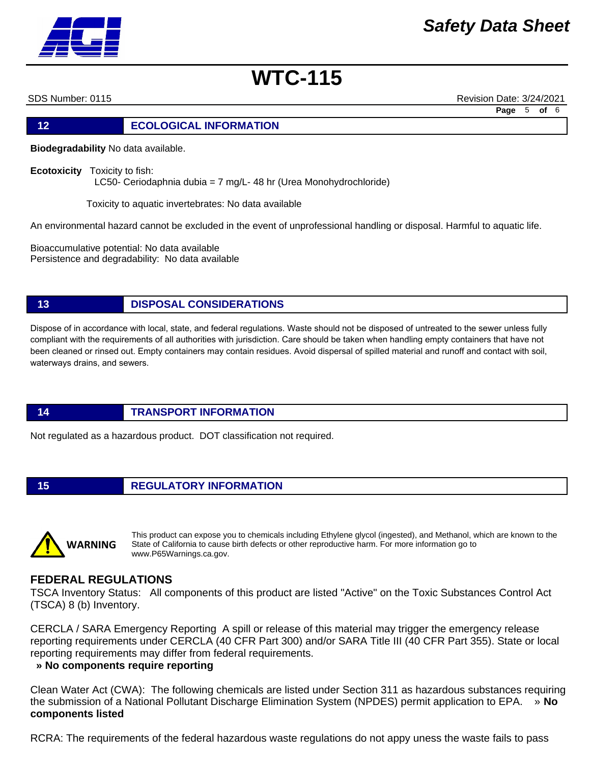## 12 ECOLOGICAL INFORMATION

**Biodegradability** No data available.

**Ecotoxicity** Toxicity to fish:
LC50- Ceriodaphnia dubia = 7 mg/L- 48 hr (Urea Monohydrochloride)

Toxicity to aquatic invertebrates: No data available

An environmental hazard cannot be excluded in the event of unprofessional handling or disposal. Harmful to aquatic life.

Bioaccumulative potential: No data available
Persistence and degradability: No data available

## 13 DISPOSAL CONSIDERATIONS

Dispose of in accordance with local, state, and federal regulations. Waste should not be disposed of untreated to the sewer unless fully compliant with the requirements of all authorities with jurisdiction. Care should be taken when handling empty containers that have not been cleaned or rinsed out. Empty containers may contain residues. Avoid dispersal of spilled material and runoff and contact with soil, waterways drains, and sewers.

## 14 TRANSPORT INFORMATION

Not regulated as a hazardous product. DOT classification not required.

## 15 REGULATORY INFORMATION

**WARNING** This product can expose you to chemicals including Ethylene glycol (ingested), and Methanol, which are known to the State of California to cause birth defects or other reproductive harm. For more information go to www.P65Warnings.ca.gov.

### FEDERAL REGULATIONS

TSCA Inventory Status: All components of this product are listed "Active" on the Toxic Substances Control Act (TSCA) 8 (b) Inventory.

CERCLA / SARA Emergency Reporting A spill or release of this material may trigger the emergency release reporting requirements under CERCLA (40 CFR Part 300) and/or SARA Title III (40 CFR Part 355). State or local reporting requirements may differ from federal requirements.
**» No components require reporting**

Clean Water Act (CWA): The following chemicals are listed under Section 311 as hazardous substances requiring the submission of a National Pollutant Discharge Elimination System (NPDES) permit application to EPA. » **No components listed**

RCRA: The requirements of the federal hazardous waste regulations do not appy uness the waste fails to pass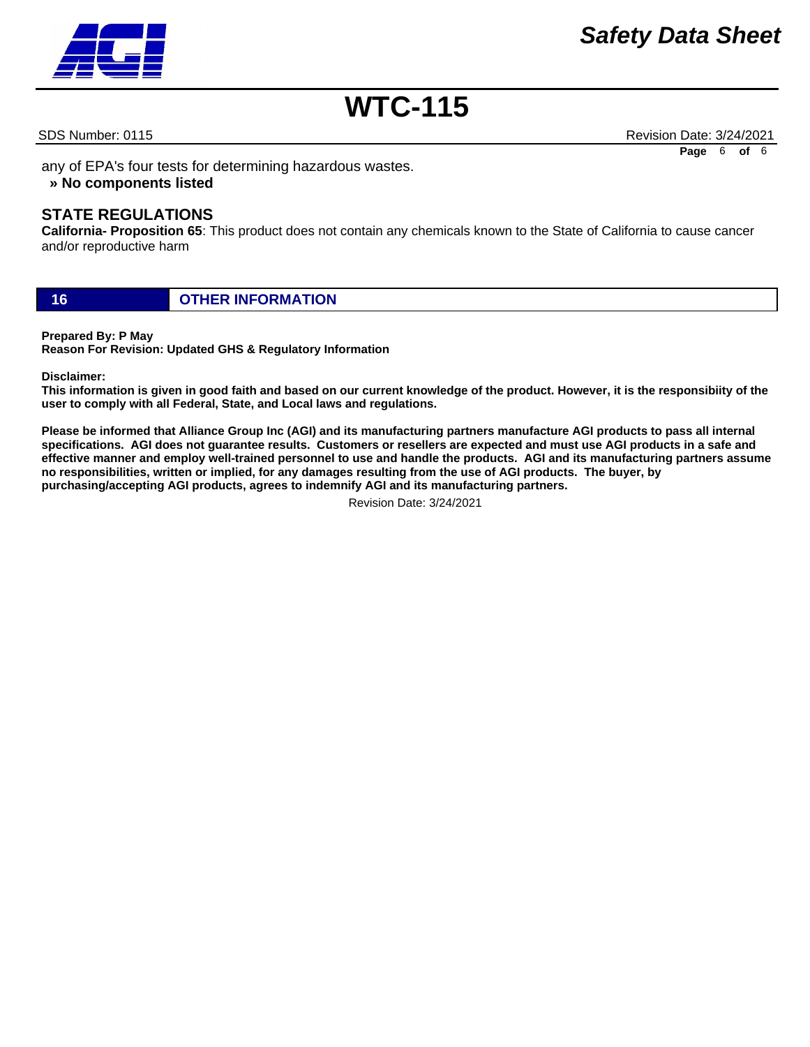any of EPA's four tests for determining hazardous wastes.

**» No components listed**

## STATE REGULATIONS

**California- Proposition 65**: This product does not contain any chemicals known to the State of California to cause cancer and/or reproductive harm

## 16 OTHER INFORMATION

**Prepared By: P May**
**Reason For Revision: Updated GHS & Regulatory Information**

**Disclaimer:**
**This information is given in good faith and based on our current knowledge of the product. However, it is the responsibiity of the user to comply with all Federal, State, and Local laws and regulations.**

**Please be informed that Alliance Group Inc (AGI) and its manufacturing partners manufacture AGI products to pass all internal specifications. AGI does not guarantee results. Customers or resellers are expected and must use AGI products in a safe and effective manner and employ well-trained personnel to use and handle the products. AGI and its manufacturing partners assume no responsibilities, written or implied, for any damages resulting from the use of AGI products. The buyer, by purchasing/accepting AGI products, agrees to indemnify AGI and its manufacturing partners.**

Revision Date: 3/24/2021